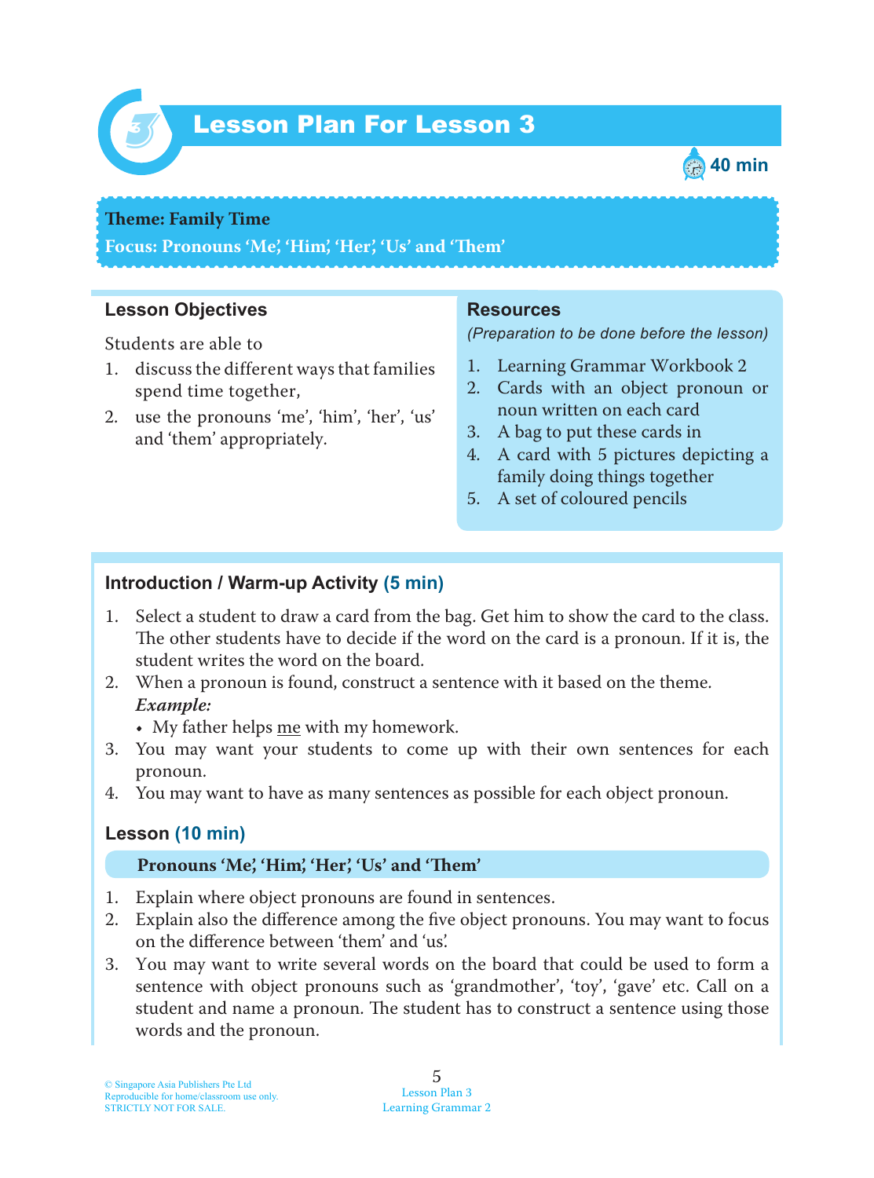# Lesson Plan For Lesson 3

40 min

**Theme: Family Time**
**Focus: Pronouns 'Me', 'Him', 'Her', 'Us' and 'Them'**

## Lesson Objectives

Students are able to

1. discuss the different ways that families spend time together,
2. use the pronouns 'me', 'him', 'her', 'us' and 'them' appropriately.

## Resources

*(Preparation to be done before the lesson)*

1. Learning Grammar Workbook 2
2. Cards with an object pronoun or noun written on each card
3. A bag to put these cards in
4. A card with 5 pictures depicting a family doing things together
5. A set of coloured pencils

## Introduction / Warm-up Activity (5 min)

1. Select a student to draw a card from the bag. Get him to show the card to the class. The other students have to decide if the word on the card is a pronoun. If it is, the student writes the word on the board.
2. When a pronoun is found, construct a sentence with it based on the theme.
   ***Example:***
   - My father helps <u>me</u> with my homework.
3. You may want your students to come up with their own sentences for each pronoun.
4. You may want to have as many sentences as possible for each object pronoun.

## Lesson (10 min)

**Pronouns 'Me', 'Him', 'Her', 'Us' and 'Them'**

1. Explain where object pronouns are found in sentences.
2. Explain also the difference among the five object pronouns. You may want to focus on the difference between 'them' and 'us'.
3. You may want to write several words on the board that could be used to form a sentence with object pronouns such as 'grandmother', 'toy', 'gave' etc. Call on a student and name a pronoun. The student has to construct a sentence using those words and the pronoun.

© Singapore Asia Publishers Pte Ltd
Reproducible for home/classroom use only.
STRICTLY NOT FOR SALE.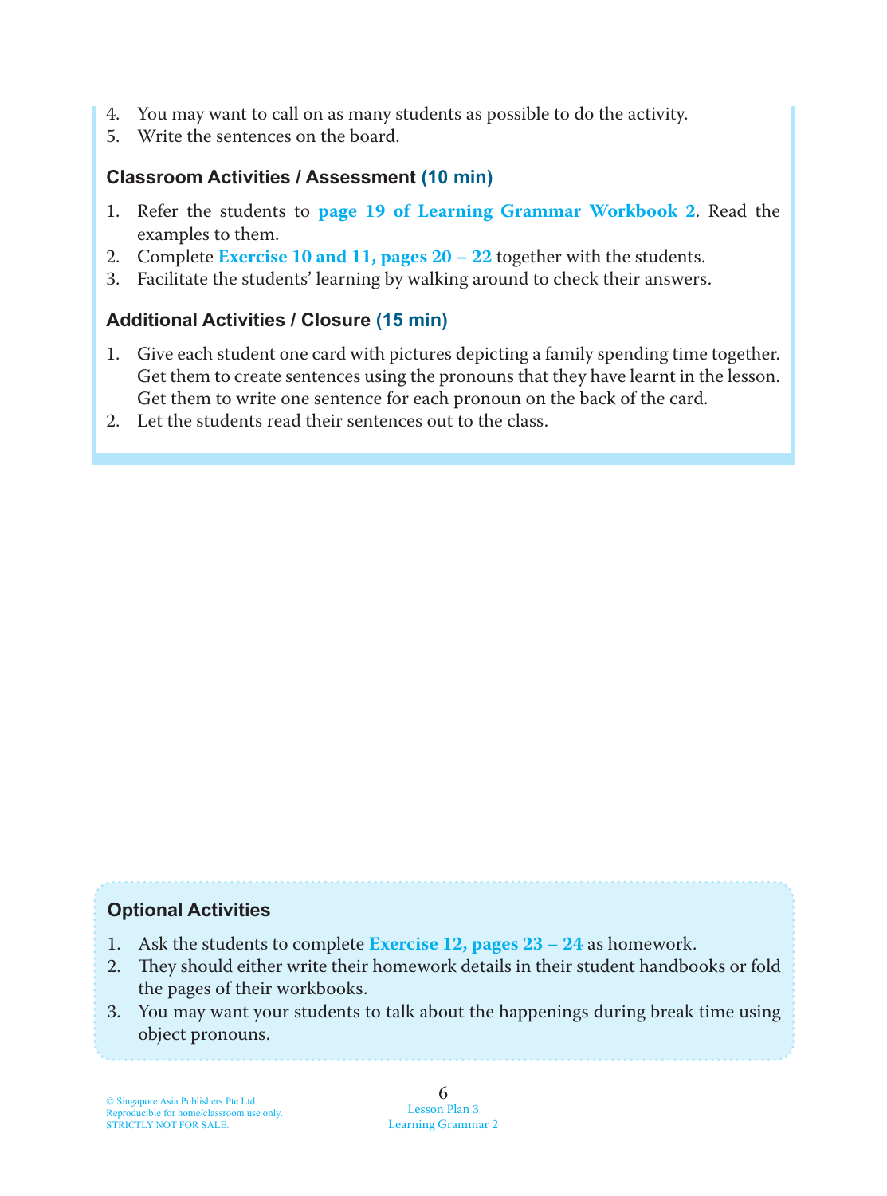4. You may want to call on as many students as possible to do the activity.
5. Write the sentences on the board.

### Classroom Activities / Assessment (10 min)

1. Refer the students to **page 19 of Learning Grammar Workbook 2**. Read the examples to them.
2. Complete **Exercise 10 and 11, pages 20 – 22** together with the students.
3. Facilitate the students' learning by walking around to check their answers.

### Additional Activities / Closure (15 min)

1. Give each student one card with pictures depicting a family spending time together. Get them to create sentences using the pronouns that they have learnt in the lesson. Get them to write one sentence for each pronoun on the back of the card.
2. Let the students read their sentences out to the class.

### Optional Activities

1. Ask the students to complete **Exercise 12, pages 23 – 24** as homework.
2. They should either write their homework details in their student handbooks or fold the pages of their workbooks.
3. You may want your students to talk about the happenings during break time using object pronouns.